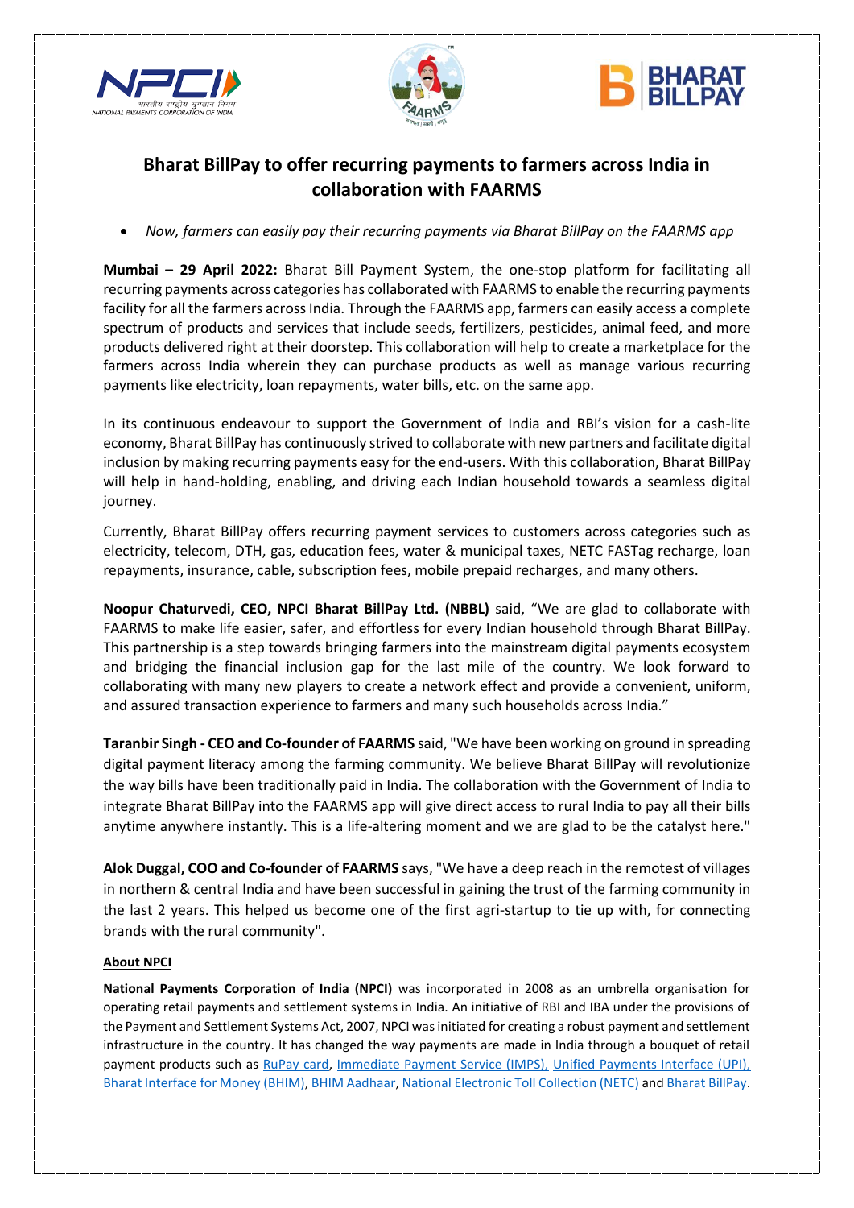# Bharat BillPay to offer recurring payments to farmers across India in collaboration with FAARMS

- *Now, farmers can easily pay their recurring payments via Bharat BillPay on the FAARMS app*

**Mumbai – 29 April 2022:** Bharat Bill Payment System, the one-stop platform for facilitating all recurring payments across categories has collaborated with FAARMS to enable the recurring payments facility for all the farmers across India. Through the FAARMS app, farmers can easily access a complete spectrum of products and services that include seeds, fertilizers, pesticides, animal feed, and more products delivered right at their doorstep. This collaboration will help to create a marketplace for the farmers across India wherein they can purchase products as well as manage various recurring payments like electricity, loan repayments, water bills, etc. on the same app.

In its continuous endeavour to support the Government of India and RBI's vision for a cash-lite economy, Bharat BillPay has continuously strived to collaborate with new partners and facilitate digital inclusion by making recurring payments easy for the end-users. With this collaboration, Bharat BillPay will help in hand-holding, enabling, and driving each Indian household towards a seamless digital journey.

Currently, Bharat BillPay offers recurring payment services to customers across categories such as electricity, telecom, DTH, gas, education fees, water & municipal taxes, NETC FASTag recharge, loan repayments, insurance, cable, subscription fees, mobile prepaid recharges, and many others.

**Noopur Chaturvedi, CEO, NPCI Bharat BillPay Ltd. (NBBL)** said, "We are glad to collaborate with FAARMS to make life easier, safer, and effortless for every Indian household through Bharat BillPay. This partnership is a step towards bringing farmers into the mainstream digital payments ecosystem and bridging the financial inclusion gap for the last mile of the country. We look forward to collaborating with many new players to create a network effect and provide a convenient, uniform, and assured transaction experience to farmers and many such households across India."

**Taranbir Singh - CEO and Co-founder of FAARMS** said, "We have been working on ground in spreading digital payment literacy among the farming community. We believe Bharat BillPay will revolutionize the way bills have been traditionally paid in India. The collaboration with the Government of India to integrate Bharat BillPay into the FAARMS app will give direct access to rural India to pay all their bills anytime anywhere instantly. This is a life-altering moment and we are glad to be the catalyst here."

**Alok Duggal, COO and Co-founder of FAARMS** says, "We have a deep reach in the remotest of villages in northern & central India and have been successful in gaining the trust of the farming community in the last 2 years. This helped us become one of the first agri-startup to tie up with, for connecting brands with the rural community".

**About NPCI**

**National Payments Corporation of India (NPCI)** was incorporated in 2008 as an umbrella organisation for operating retail payments and settlement systems in India. An initiative of RBI and IBA under the provisions of the Payment and Settlement Systems Act, 2007, NPCI was initiated for creating a robust payment and settlement infrastructure in the country. It has changed the way payments are made in India through a bouquet of retail payment products such as RuPay card, Immediate Payment Service (IMPS), Unified Payments Interface (UPI), Bharat Interface for Money (BHIM), BHIM Aadhaar, National Electronic Toll Collection (NETC) and Bharat BillPay.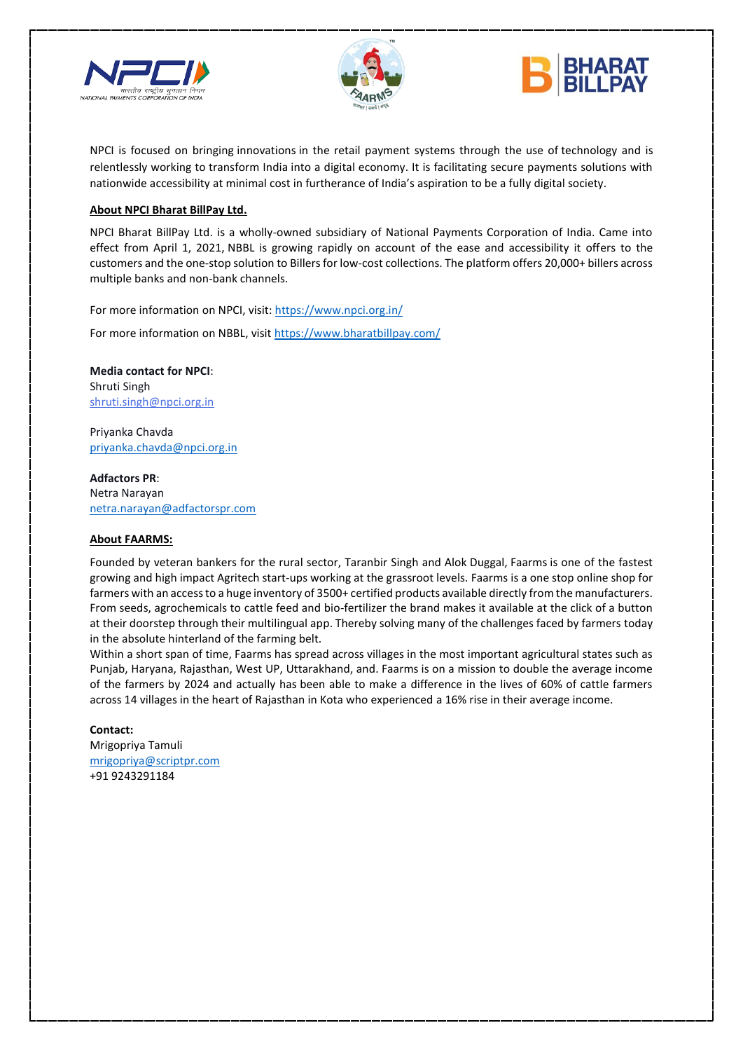NPCI is focused on bringing innovations in the retail payment systems through the use of technology and is relentlessly working to transform India into a digital economy. It is facilitating secure payments solutions with nationwide accessibility at minimal cost in furtherance of India's aspiration to be a fully digital society.

**About NPCI Bharat BillPay Ltd.**

NPCI Bharat BillPay Ltd. is a wholly-owned subsidiary of National Payments Corporation of India. Came into effect from April 1, 2021, NBBL is growing rapidly on account of the ease and accessibility it offers to the customers and the one-stop solution to Billers for low-cost collections. The platform offers 20,000+ billers across multiple banks and non-bank channels.

For more information on NPCI, visit: https://www.npci.org.in/

For more information on NBBL, visit https://www.bharatbillpay.com/

**Media contact for NPCI**:
Shruti Singh
shruti.singh@npci.org.in

Priyanka Chavda
priyanka.chavda@npci.org.in

**Adfactors PR**:
Netra Narayan
netra.narayan@adfactorspr.com

**About FAARMS:**

Founded by veteran bankers for the rural sector, Taranbir Singh and Alok Duggal, Faarms is one of the fastest growing and high impact Agritech start-ups working at the grassroot levels. Faarms is a one stop online shop for farmers with an access to a huge inventory of 3500+ certified products available directly from the manufacturers. From seeds, agrochemicals to cattle feed and bio-fertilizer the brand makes it available at the click of a button at their doorstep through their multilingual app. Thereby solving many of the challenges faced by farmers today in the absolute hinterland of the farming belt.

Within a short span of time, Faarms has spread across villages in the most important agricultural states such as Punjab, Haryana, Rajasthan, West UP, Uttarakhand, and. Faarms is on a mission to double the average income of the farmers by 2024 and actually has been able to make a difference in the lives of 60% of cattle farmers across 14 villages in the heart of Rajasthan in Kota who experienced a 16% rise in their average income.

**Contact:**
Mrigopriya Tamuli
mrigopriya@scriptpr.com
+91 9243291184